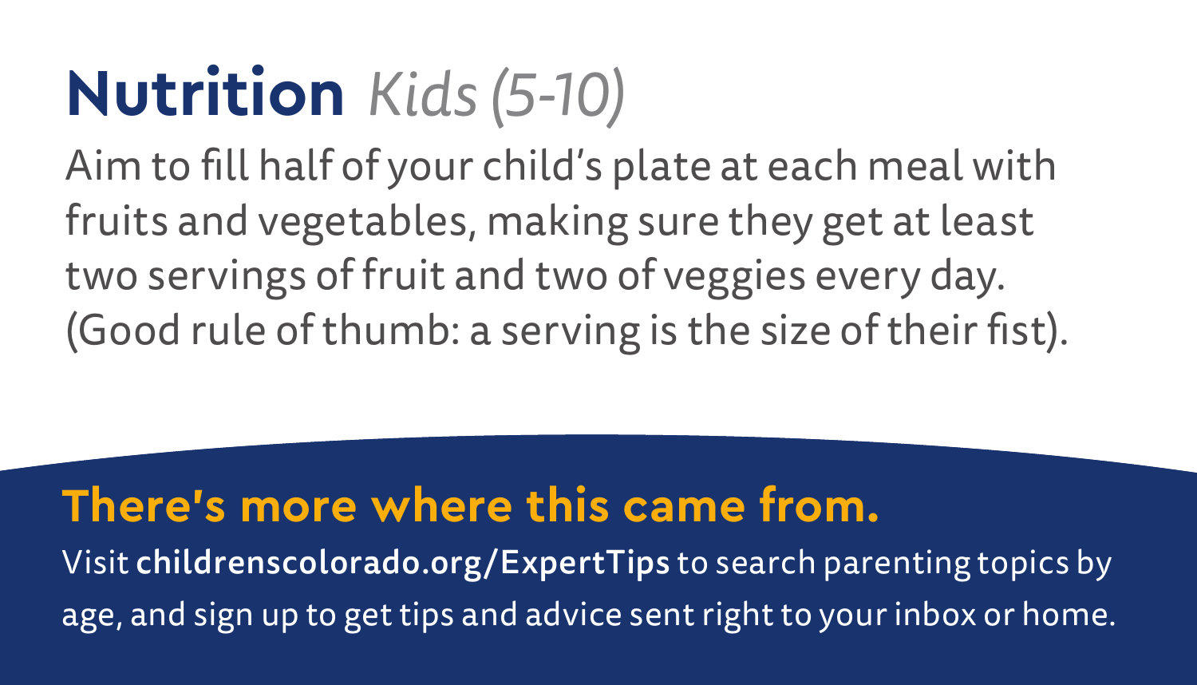# **Nutrition** *Kids (5-10)*

Aim to fill half of your child's plate at each meal with fruits and vegetables, making sure they get at least two servings of fruit and two of veggies every day. (Good rule of thumb: a serving is the size of their fist).

## **There's more where this came from.**

Visit **childrenscolorado.org/ExpertTips** to search parenting topics by age, and sign up to get tips and advice sent right to your inbox or home.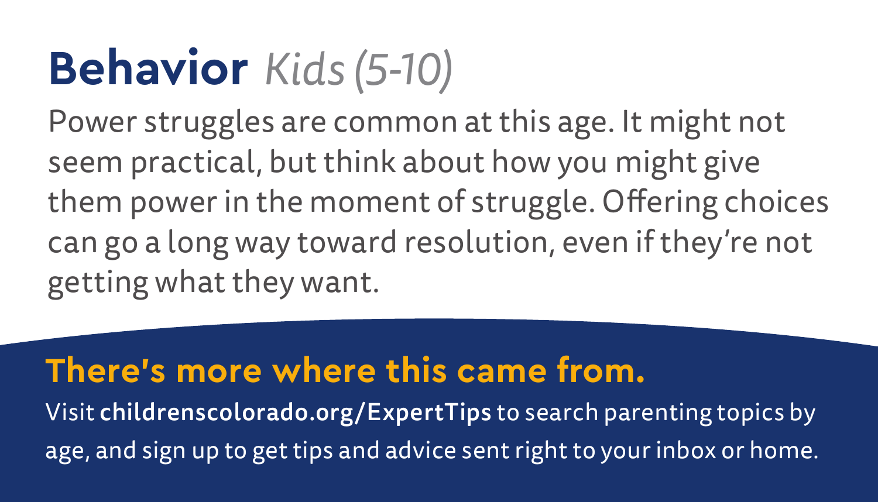# **Behavior** *Kids (5-10)*

Power struggles are common at this age. It might not seem practical, but think about how you might give them power in the moment of struggle. Offering choices can go a long way toward resolution, even if they're not getting what they want.

## **There's more where this came from.**

Visit **childrenscolorado.org/ExpertTips** to search parenting topics by age, and sign up to get tips and advice sent right to your inbox or home.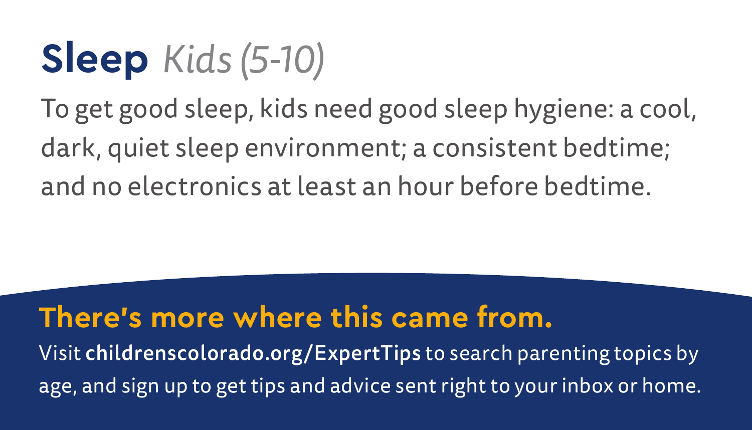# Sleep *Kids (5-10)*

To get good sleep, kids need good sleep hygiene: a cool, dark, quiet sleep environment; a consistent bedtime; and no electronics at least an hour before bedtime.

## There's more where this came from.

Visit **childrenscolorado.org/ExpertTips** to search parenting topics by age, and sign up to get tips and advice sent right to your inbox or home.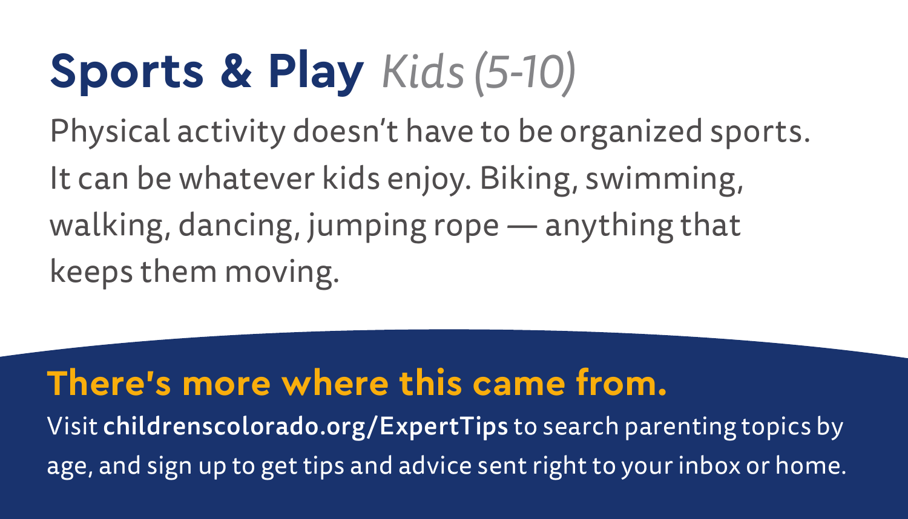# Sports & Play *Kids (5-10)*

Physical activity doesn't have to be organized sports. It can be whatever kids enjoy. Biking, swimming, walking, dancing, jumping rope — anything that keeps them moving.

## There's more where this came from.

Visit **childrenscolorado.org/ExpertTips** to search parenting topics by age, and sign up to get tips and advice sent right to your inbox or home.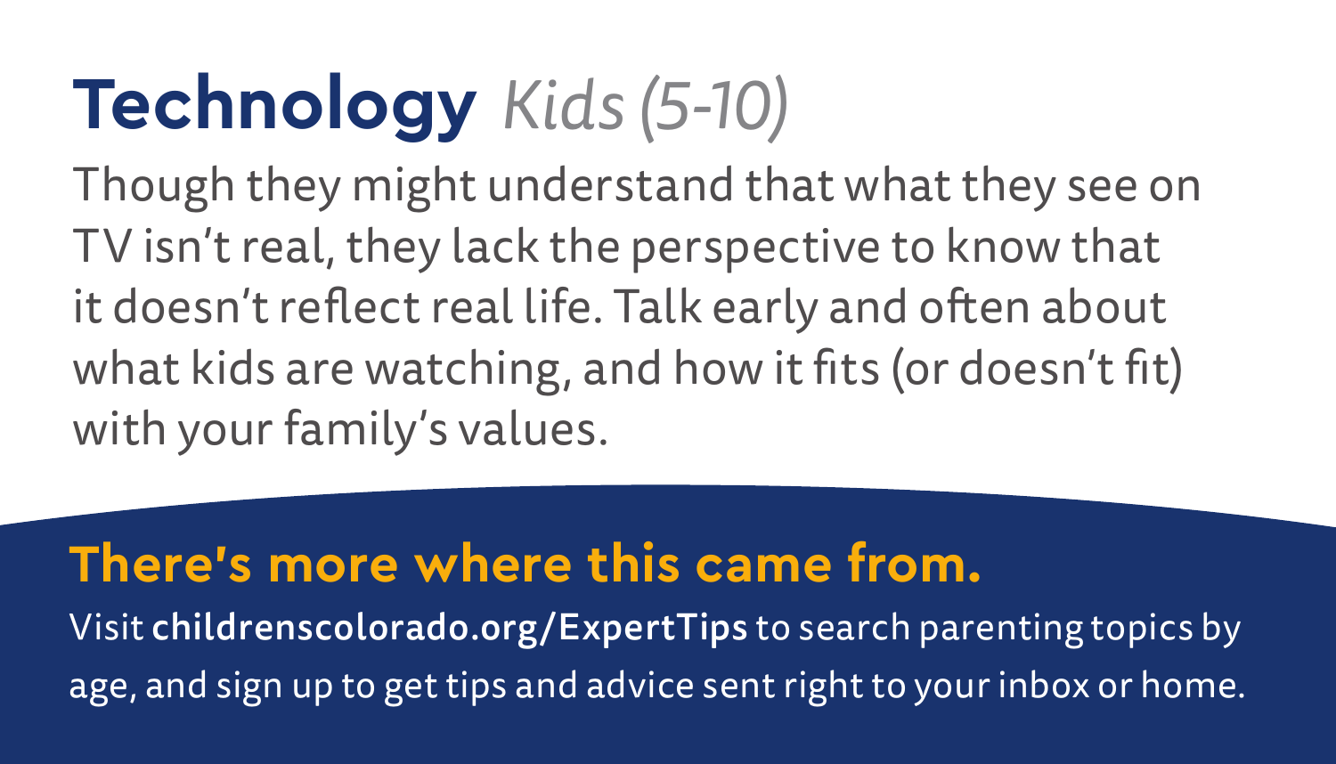# **Technology** *Kids (5-10)*

Though they might understand that what they see on TV isn't real, they lack the perspective to know that it doesn't reflect real life. Talk early and often about what kids are watching, and how it fits (or doesn't fit) with your family's values.

## There's more where this came from.

Visit **childrenscolorado.org/ExpertTips** to search parenting topics by age, and sign up to get tips and advice sent right to your inbox or home.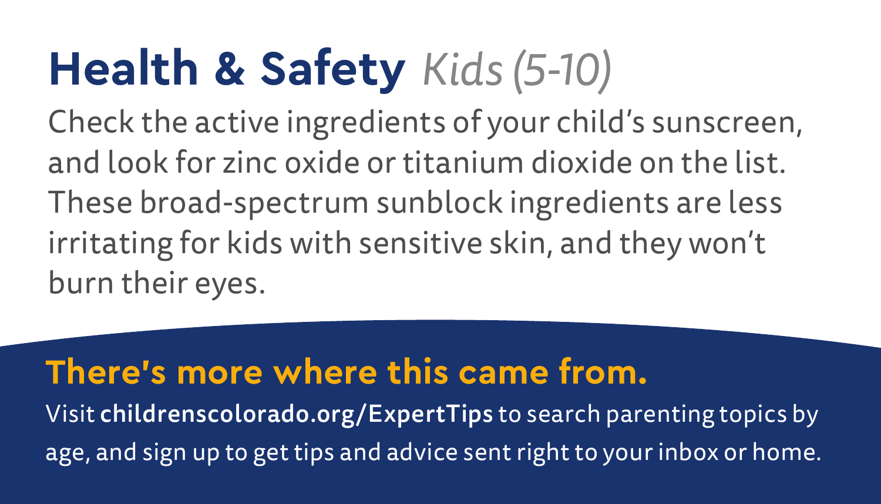# Health & Safety *Kids (5-10)*

Check the active ingredients of your child's sunscreen, and look for zinc oxide or titanium dioxide on the list. These broad-spectrum sunblock ingredients are less irritating for kids with sensitive skin, and they won't burn their eyes.

## There's more where this came from.

Visit **childrenscolorado.org/ExpertTips** to search parenting topics by age, and sign up to get tips and advice sent right to your inbox or home.